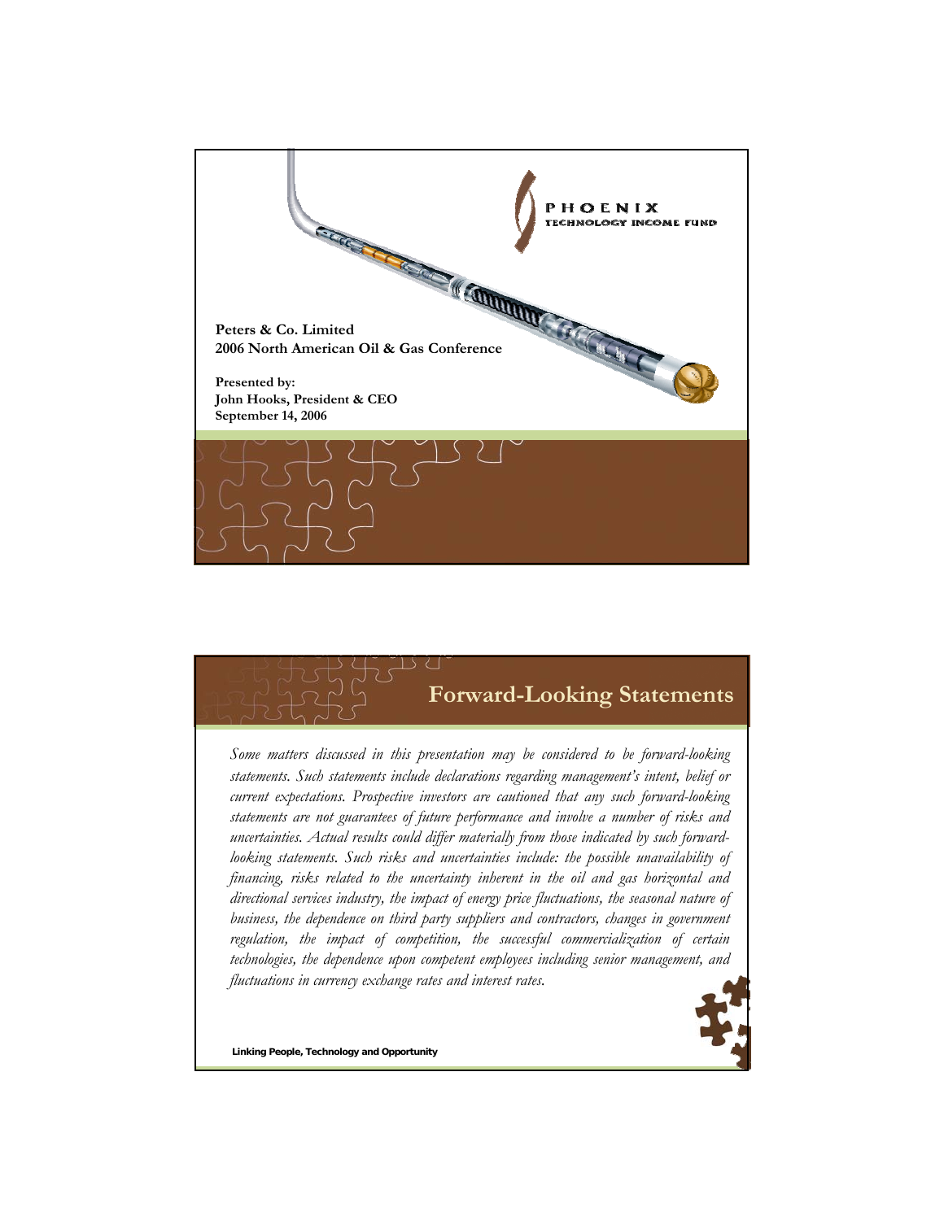PHOENIX
TECHNOLOGY INCOME FUND

**Peters & Co. Limited**
**2006 North American Oil & Gas Conference**

**Presented by:**
**John Hooks, President & CEO**
**September 14, 2006**

## Forward-Looking Statements

*Some matters discussed in this presentation may be considered to be forward-looking statements. Such statements include declarations regarding management's intent, belief or current expectations. Prospective investors are cautioned that any such forward-looking statements are not guarantees of future performance and involve a number of risks and uncertainties. Actual results could differ materially from those indicated by such forward-looking statements. Such risks and uncertainties include: the possible unavailability of financing, risks related to the uncertainty inherent in the oil and gas horizontal and directional services industry, the impact of energy price fluctuations, the seasonal nature of business, the dependence on third party suppliers and contractors, changes in government regulation, the impact of competition, the successful commercialization of certain technologies, the dependence upon competent employees including senior management, and fluctuations in currency exchange rates and interest rates.*

**Linking People, Technology and Opportunity**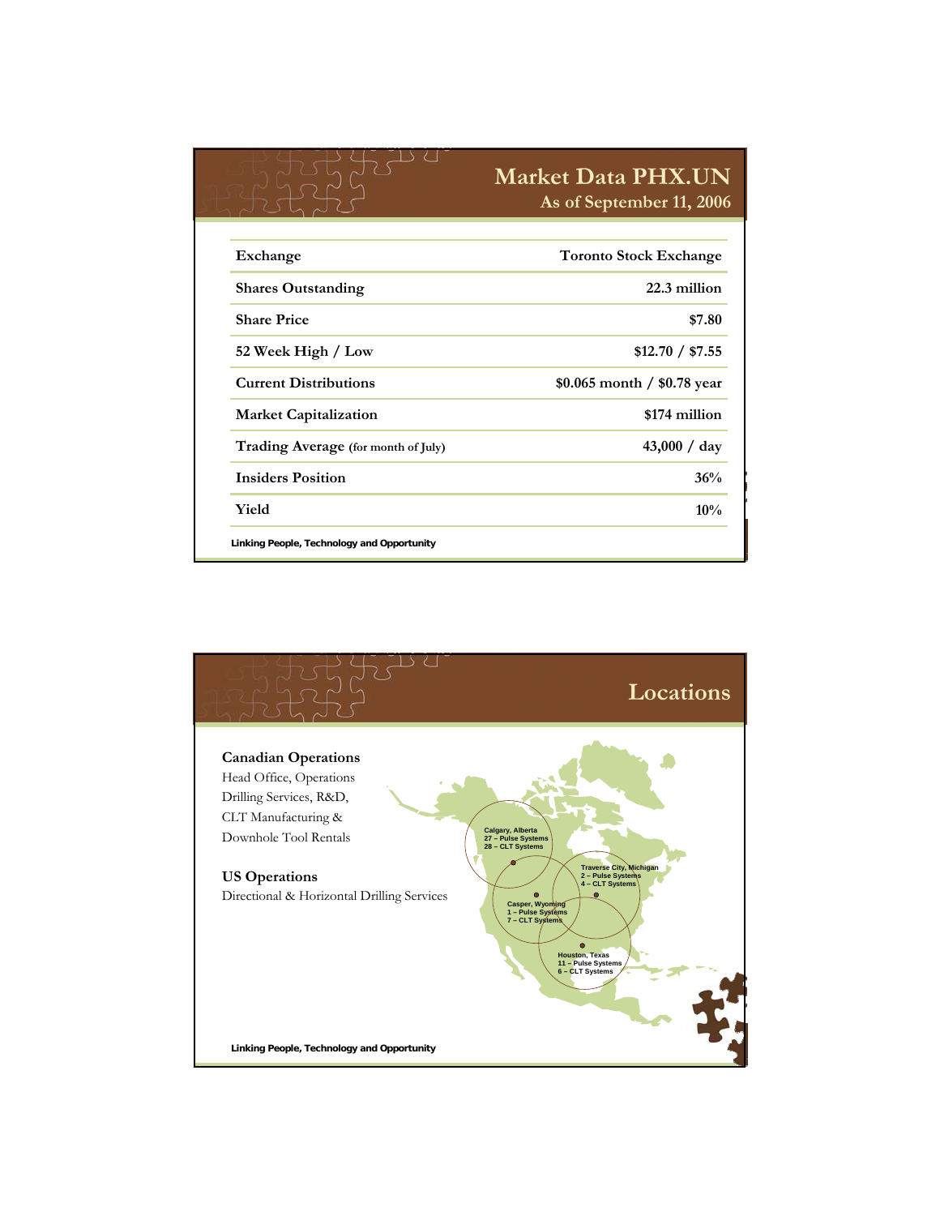# Market Data PHX.UN

## As of September 11, 2006

| | |
|---|---|
| **Exchange** | **Toronto Stock Exchange** |
| **Shares Outstanding** | **22.3 million** |
| **Share Price** | **$7.80** |
| **52 Week High / Low** | **$12.70 / $7.55** |
| **Current Distributions** | **$0.065 month / $0.78 year** |
| **Market Capitalization** | **$174 million** |
| **Trading Average** (for month of July) | **43,000 / day** |
| **Insiders Position** | **36%** |
| **Yield** | **10%** |

**Linking People, Technology and Opportunity**

# Locations

**Canadian Operations**

Head Office, Operations Drilling Services, R&D, CLT Manufacturing & Downhole Tool Rentals

**US Operations**

Directional & Horizontal Drilling Services

Calgary, Alberta
27 – Pulse Systems
28 – CLT Systems

Traverse City, Michigan
2 – Pulse Systems
4 – CLT Systems

Casper, Wyoming
1 – Pulse Systems
7 – CLT Systems

Houston, Texas
11 – Pulse Systems
6 – CLT Systems

**Linking People, Technology and Opportunity**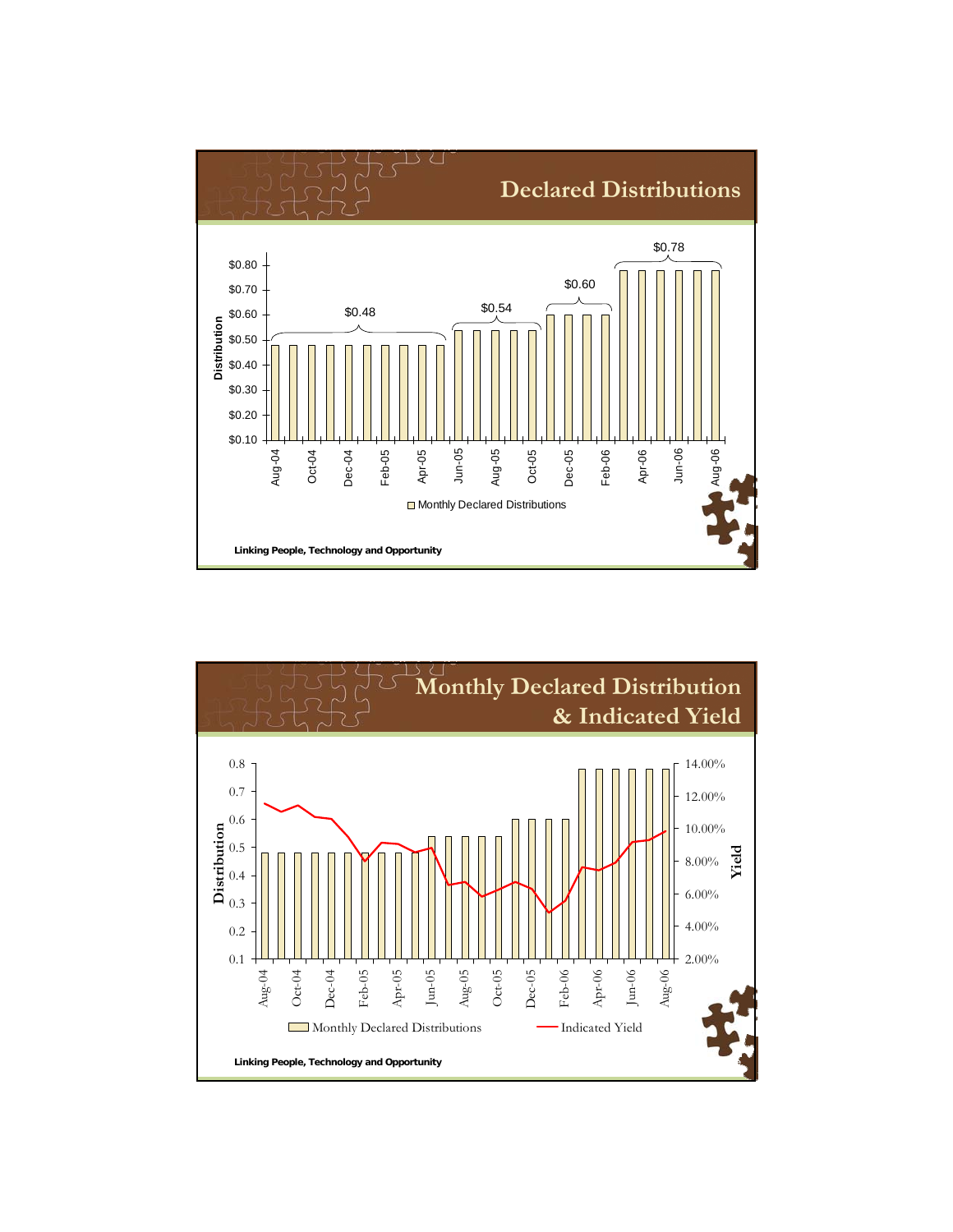## Declared Distributions

$0.48

$0.54

$0.60

$0.78

$0.80
$0.70
$0.60
$0.50
$0.40
$0.30
$0.20
$0.10

Distribution

Aug-04
Oct-04
Dec-04
Feb-05
Apr-05
Jun-05
Aug-05
Oct-05
Dec-05
Feb-06
Apr-06
Jun-06
Aug-06

Monthly Declared Distributions

Linking People, Technology and Opportunity

## Monthly Declared Distribution & Indicated Yield

0.8
0.7
0.6
0.5
0.4
0.3
0.2
0.1

Distribution

14.00%
12.00%
10.00%
8.00%
6.00%
4.00%
2.00%

Yield

Aug-04
Oct-04
Dec-04
Feb-05
Apr-05
Jun-05
Aug-05
Oct-05
Dec-05
Feb-06
Apr-06
Jun-06
Aug-06

Monthly Declared Distributions

Indicated Yield

Linking People, Technology and Opportunity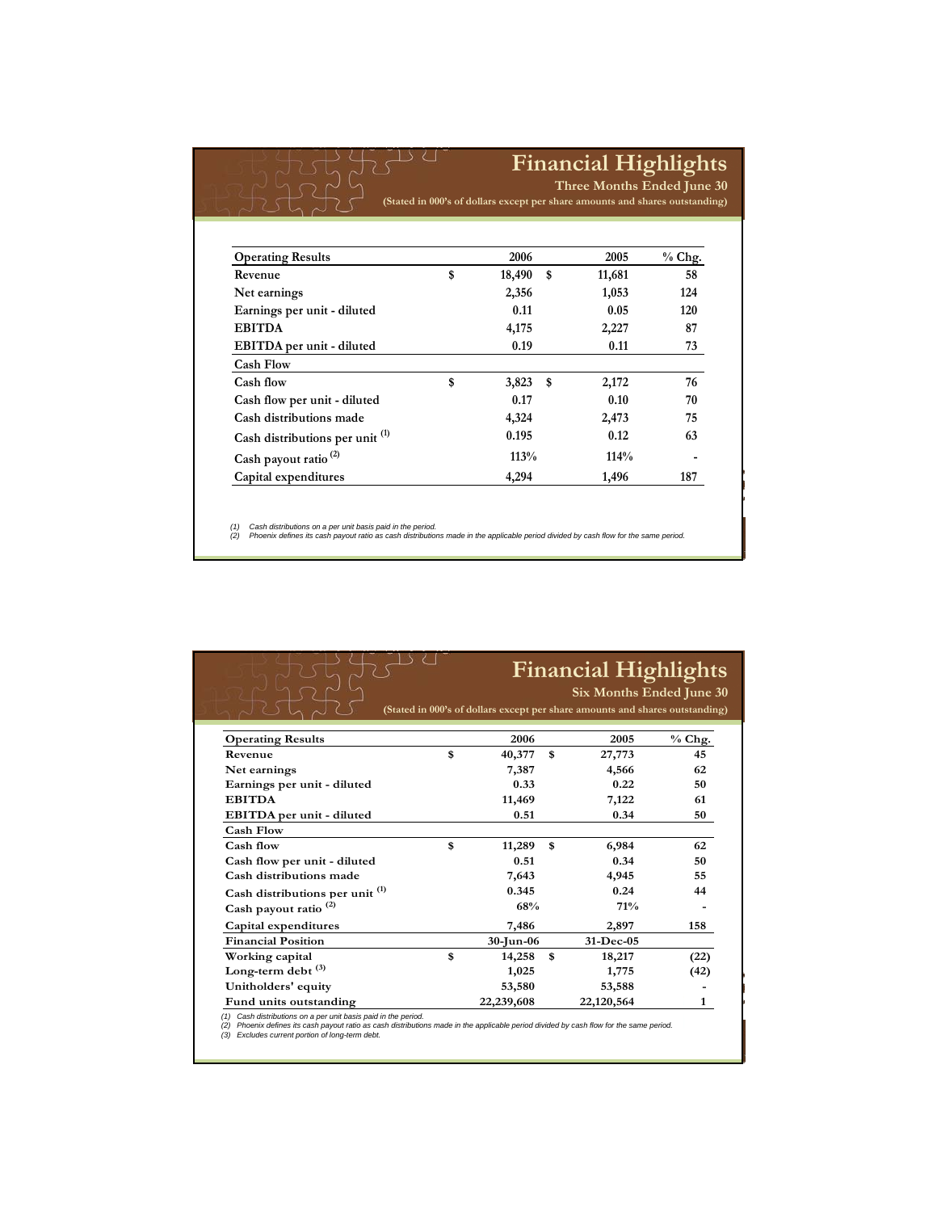# Financial Highlights

## Three Months Ended June 30

(Stated in 000's of dollars except per share amounts and shares outstanding)

| Operating Results | | 2006 | | 2005 | % Chg. |
|---|---|---|---|---|---|
| Revenue | $ | 18,490 | $ | 11,681 | 58 |
| Net earnings | | 2,356 | | 1,053 | 124 |
| Earnings per unit - diluted | | 0.11 | | 0.05 | 120 |
| EBITDA | | 4,175 | | 2,227 | 87 |
| EBITDA per unit - diluted | | 0.19 | | 0.11 | 73 |
| **Cash Flow** | | | | | |
| Cash flow | $ | 3,823 | $ | 2,172 | 76 |
| Cash flow per unit - diluted | | 0.17 | | 0.10 | 70 |
| Cash distributions made | | 4,324 | | 2,473 | 75 |
| Cash distributions per unit [(1)] | | 0.195 | | 0.12 | 63 |
| Cash payout ratio [(2)] | | 113% | | 114% | - |
| Capital expenditures | | 4,294 | | 1,496 | 187 |

*(1) Cash distributions on a per unit basis paid in the period.*
*(2) Phoenix defines its cash payout ratio as cash distributions made in the applicable period divided by cash flow for the same period.*

# Financial Highlights

## Six Months Ended June 30

(Stated in 000's of dollars except per share amounts and shares outstanding)

| Operating Results | | 2006 | | 2005 | % Chg. |
|---|---|---|---|---|---|
| Revenue | $ | 40,377 | $ | 27,773 | 45 |
| Net earnings | | 7,387 | | 4,566 | 62 |
| Earnings per unit - diluted | | 0.33 | | 0.22 | 50 |
| EBITDA | | 11,469 | | 7,122 | 61 |
| EBITDA per unit - diluted | | 0.51 | | 0.34 | 50 |
| **Cash Flow** | | | | | |
| Cash flow | $ | 11,289 | $ | 6,984 | 62 |
| Cash flow per unit - diluted | | 0.51 | | 0.34 | 50 |
| Cash distributions made | | 7,643 | | 4,945 | 55 |
| Cash distributions per unit [(1)] | | 0.345 | | 0.24 | 44 |
| Cash payout ratio [(2)] | | 68% | | 71% | - |
| Capital expenditures | | 7,486 | | 2,897 | 158 |
| **Financial Position** | | 30-Jun-06 | | 31-Dec-05 | |
| Working capital | $ | 14,258 | $ | 18,217 | (22) |
| Long-term debt [(3)] | | 1,025 | | 1,775 | (42) |
| Unitholders' equity | | 53,580 | | 53,588 | - |
| Fund units outstanding | | 22,239,608 | | 22,120,564 | 1 |

*(1) Cash distributions on a per unit basis paid in the period.*
*(2) Phoenix defines its cash payout ratio as cash distributions made in the applicable period divided by cash flow for the same period.*
*(3) Excludes current portion of long-term debt.*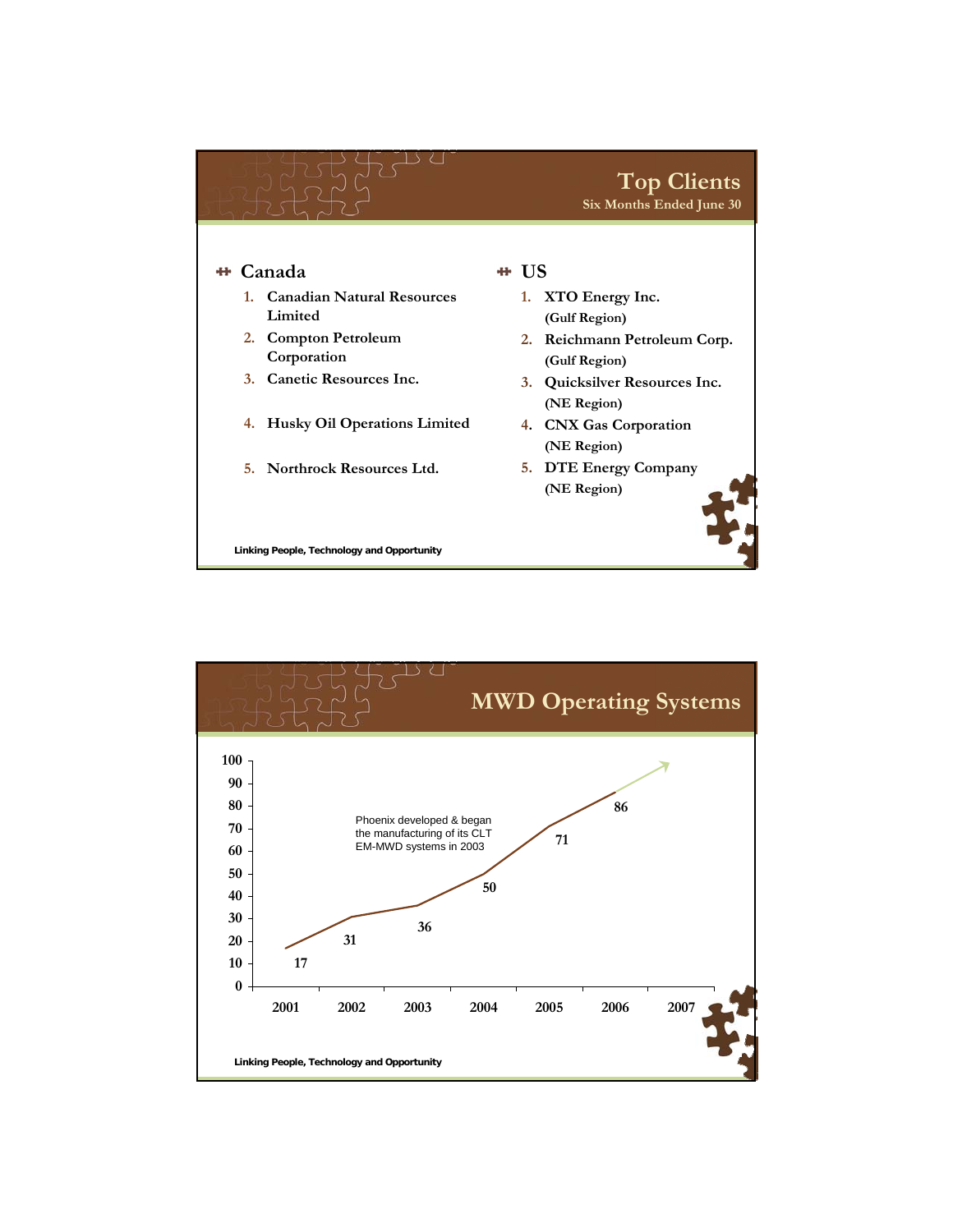# Top Clients

Six Months Ended June 30

## Canada

1. Canadian Natural Resources Limited
2. Compton Petroleum Corporation
3. Canetic Resources Inc.
4. Husky Oil Operations Limited
5. Northrock Resources Ltd.

## US

1. XTO Energy Inc. (Gulf Region)
2. Reichmann Petroleum Corp. (Gulf Region)
3. Quicksilver Resources Inc. (NE Region)
4. CNX Gas Corporation (NE Region)
5. DTE Energy Company (NE Region)

Linking People, Technology and Opportunity

# MWD Operating Systems

100
90
80
70
60
50
40
30
20
10
0

2001 2002 2003 2004 2005 2006 2007

17 31 36 50 71 86

Phoenix developed & began the manufacturing of its CLT EM-MWD systems in 2003

Linking People, Technology and Opportunity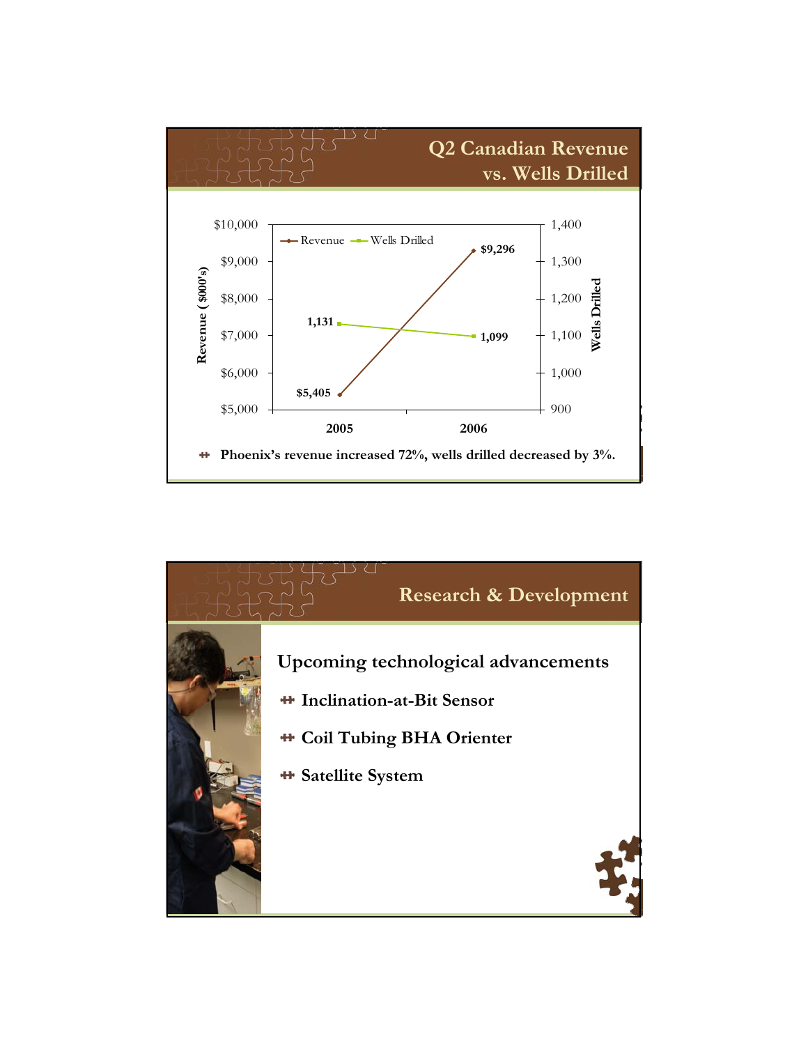## Q2 Canadian Revenue vs. Wells Drilled

Revenue ( $000's)

Wells Drilled

Revenue — Wells Drilled

$10,000
$9,000
$8,000
$7,000
$6,000
$5,000

1,400
1,300
1,200
1,100
1,000
900

2005
2006

$5,405
$9,296
1,131
1,099

- Phoenix's revenue increased 72%, wells drilled decreased by 3%.

## Research & Development

### Upcoming technological advancements

- Inclination-at-Bit Sensor
- Coil Tubing BHA Orienter
- Satellite System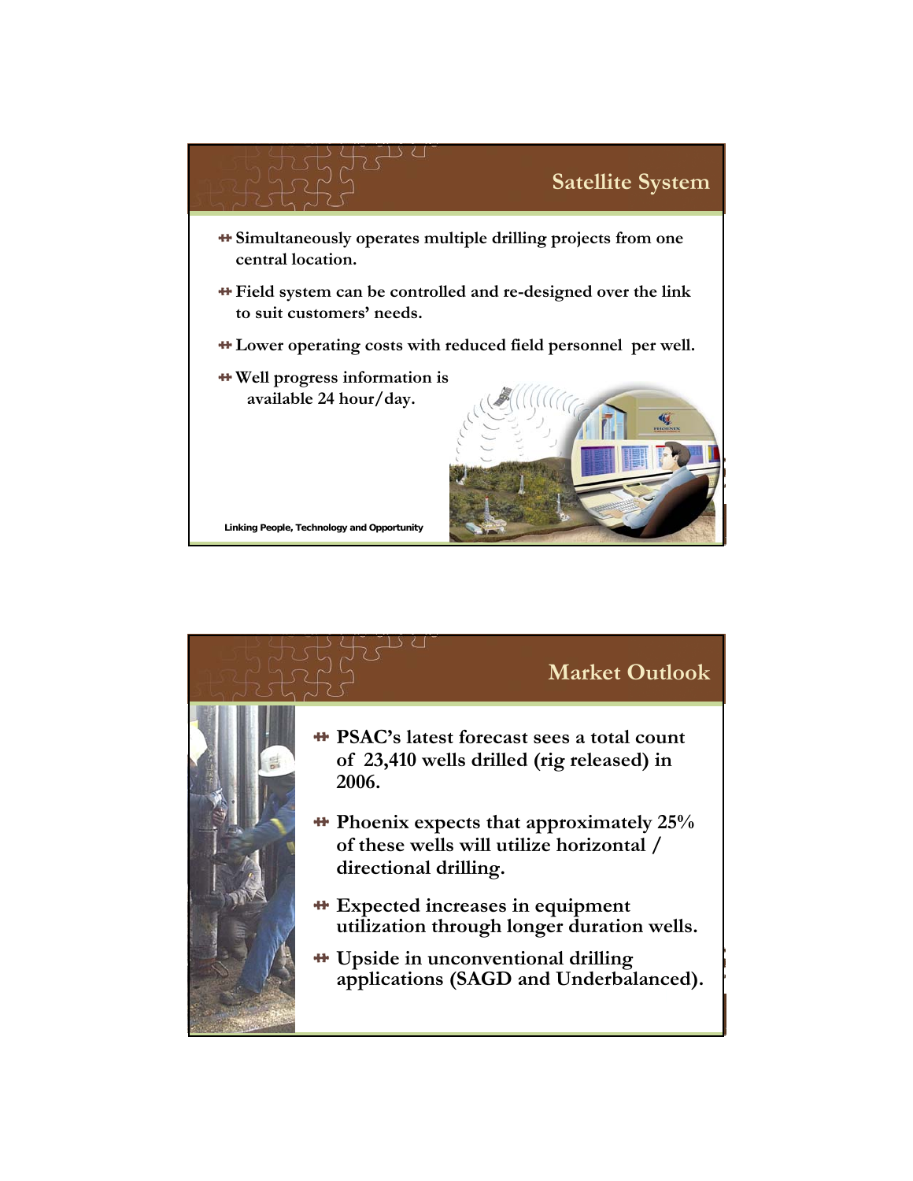## Satellite System

- Simultaneously operates multiple drilling projects from one central location.
- Field system can be controlled and re-designed over the link to suit customers' needs.
- Lower operating costs with reduced field personnel per well.
- Well progress information is available 24 hour/day.

Linking People, Technology and Opportunity

## Market Outlook

- PSAC's latest forecast sees a total count of 23,410 wells drilled (rig released) in 2006.
- Phoenix expects that approximately 25% of these wells will utilize horizontal / directional drilling.
- Expected increases in equipment utilization through longer duration wells.
- Upside in unconventional drilling applications (SAGD and Underbalanced).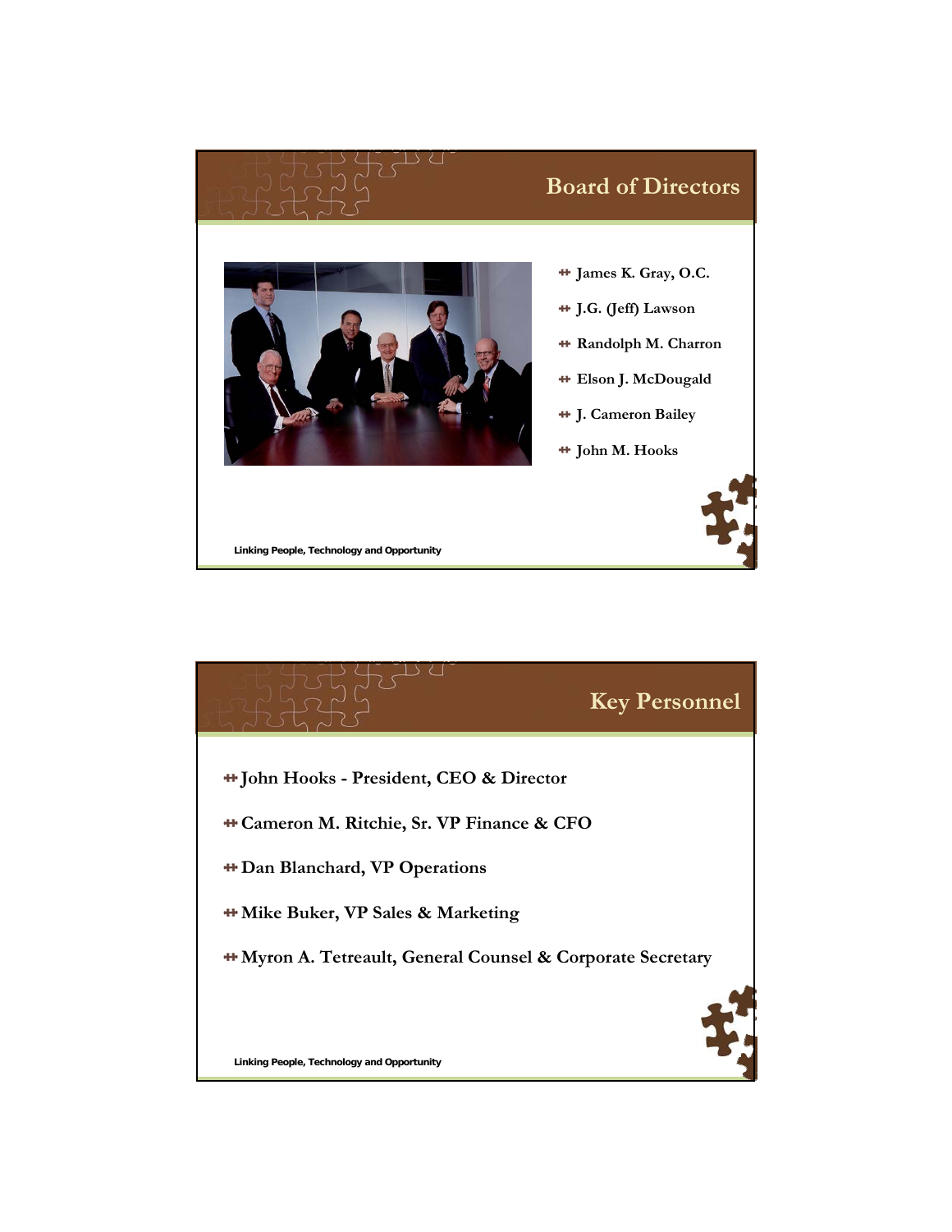## Board of Directors

- James K. Gray, O.C.
- J.G. (Jeff) Lawson
- Randolph M. Charron
- Elson J. McDougald
- J. Cameron Bailey
- John M. Hooks

Linking People, Technology and Opportunity

## Key Personnel

- **John Hooks - President, CEO & Director**
- **Cameron M. Ritchie, Sr. VP Finance & CFO**
- **Dan Blanchard, VP Operations**
- **Mike Buker, VP Sales & Marketing**
- **Myron A. Tetreault, General Counsel & Corporate Secretary**

Linking People, Technology and Opportunity